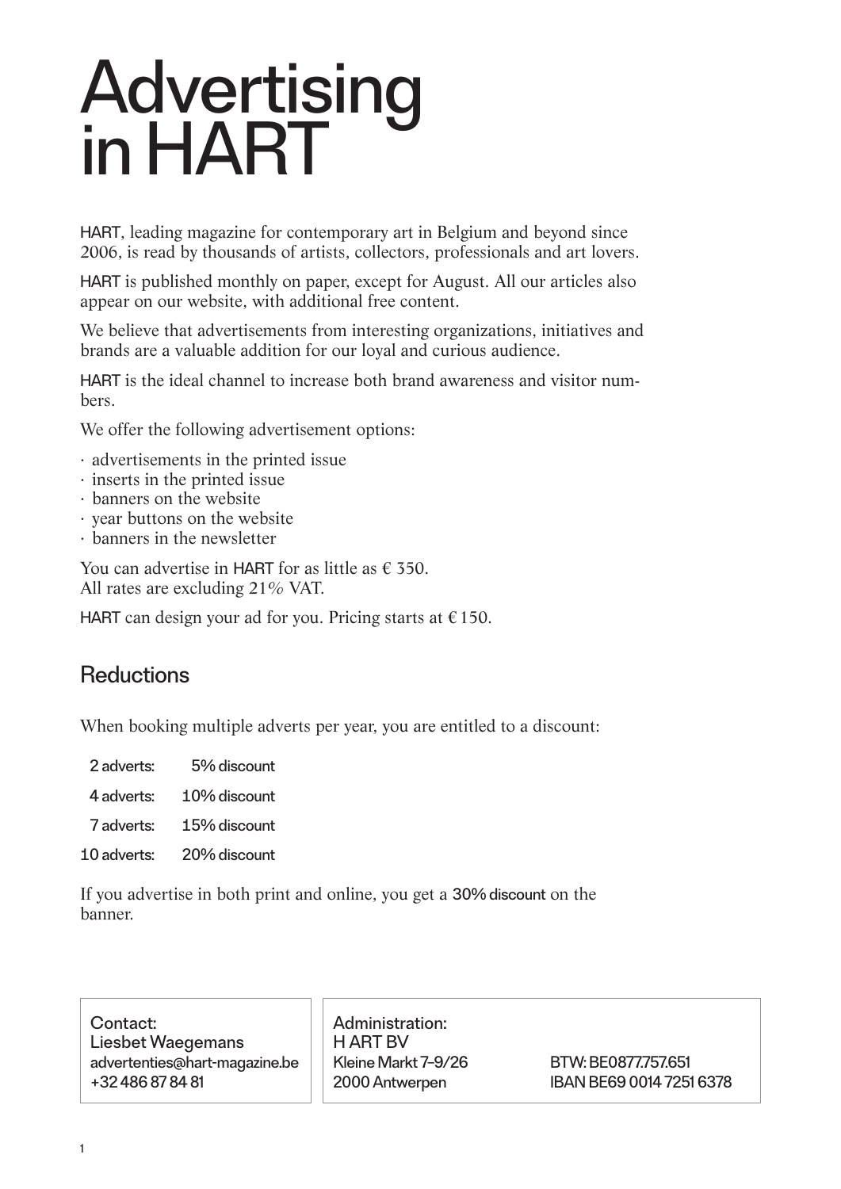# Advertising in HART

HART, leading magazine for contemporary art in Belgium and beyond since 2006, is read by thousands of artists, collectors, professionals and art lovers.

HART is published monthly on paper, except for August. All our articles also appear on our website, with additional free content.

We believe that advertisements from interesting organizations, initiatives and brands are a valuable addition for our loyal and curious audience.

HART is the ideal channel to increase both brand awareness and visitor numbers.

We offer the following advertisement options:

- advertisements in the printed issue
- inserts in the printed issue
- banners on the website
- year buttons on the website
- banners in the newsletter

You can advertise in HART for as little as € 350.
All rates are excluding 21% VAT.

HART can design your ad for you. Pricing starts at € 150.

## Reductions

When booking multiple adverts per year, you are entitled to a discount:

| | |
|---|---|
| 2 adverts: | 5% discount |
| 4 adverts: | 10% discount |
| 7 adverts: | 15% discount |
| 10 adverts: | 20% discount |

If you advertise in both print and online, you get a 30% discount on the banner.

Contact:
Liesbet Waegemans
advertenties@hart-magazine.be
+32 486 87 84 81

Administration:
H ART BV
Kleine Markt 7–9/26
2000 Antwerpen

BTW: BE0877.757.651
IBAN BE69 0014 7251 6378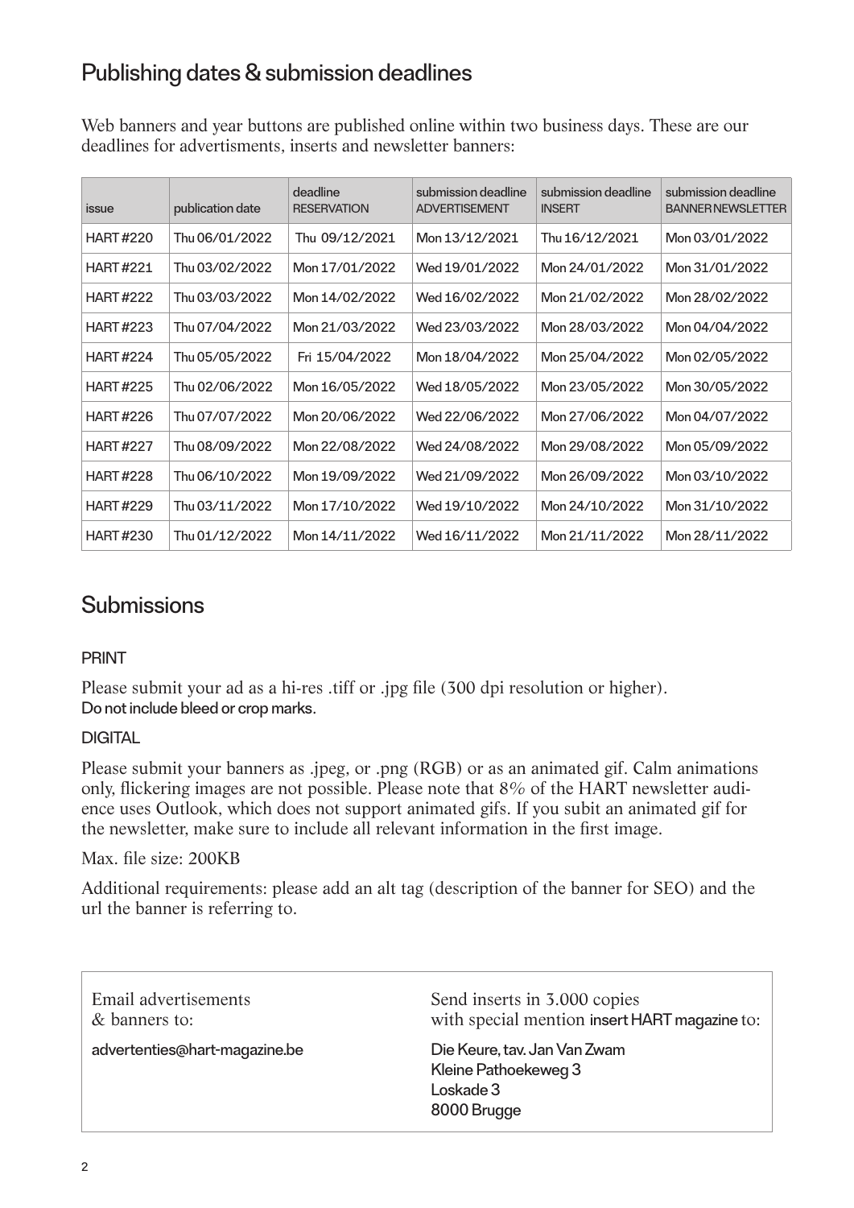## Publishing dates & submission deadlines

Web banners and year buttons are published online within two business days. These are our deadlines for advertisments, inserts and newsletter banners:

| issue | publication date | deadline RESERVATION | submission deadline ADVERTISEMENT | submission deadline INSERT | submission deadline BANNER NEWSLETTER |
|---|---|---|---|---|---|
| HART #220 | Thu 06/01/2022 | Thu 09/12/2021 | Mon 13/12/2021 | Thu 16/12/2021 | Mon 03/01/2022 |
| HART #221 | Thu 03/02/2022 | Mon 17/01/2022 | Wed 19/01/2022 | Mon 24/01/2022 | Mon 31/01/2022 |
| HART #222 | Thu 03/03/2022 | Mon 14/02/2022 | Wed 16/02/2022 | Mon 21/02/2022 | Mon 28/02/2022 |
| HART #223 | Thu 07/04/2022 | Mon 21/03/2022 | Wed 23/03/2022 | Mon 28/03/2022 | Mon 04/04/2022 |
| HART #224 | Thu 05/05/2022 | Fri 15/04/2022 | Mon 18/04/2022 | Mon 25/04/2022 | Mon 02/05/2022 |
| HART #225 | Thu 02/06/2022 | Mon 16/05/2022 | Wed 18/05/2022 | Mon 23/05/2022 | Mon 30/05/2022 |
| HART #226 | Thu 07/07/2022 | Mon 20/06/2022 | Wed 22/06/2022 | Mon 27/06/2022 | Mon 04/07/2022 |
| HART #227 | Thu 08/09/2022 | Mon 22/08/2022 | Wed 24/08/2022 | Mon 29/08/2022 | Mon 05/09/2022 |
| HART #228 | Thu 06/10/2022 | Mon 19/09/2022 | Wed 21/09/2022 | Mon 26/09/2022 | Mon 03/10/2022 |
| HART #229 | Thu 03/11/2022 | Mon 17/10/2022 | Wed 19/10/2022 | Mon 24/10/2022 | Mon 31/10/2022 |
| HART #230 | Thu 01/12/2022 | Mon 14/11/2022 | Wed 16/11/2022 | Mon 21/11/2022 | Mon 28/11/2022 |

## Submissions

PRINT

Please submit your ad as a hi-res .tiff or .jpg file (300 dpi resolution or higher).
Do not include bleed or crop marks.

DIGITAL

Please submit your banners as .jpeg, or .png (RGB) or as an animated gif. Calm animations only, flickering images are not possible. Please note that 8% of the HART newsletter audience uses Outlook, which does not support animated gifs. If you subit an animated gif for the newsletter, make sure to include all relevant information in the first image.

Max. file size: 200KB

Additional requirements: please add an alt tag (description of the banner for SEO) and the url the banner is referring to.

Email advertisements & banners to:

advertenties@hart-magazine.be

Send inserts in 3.000 copies with special mention insert HART magazine to:

Die Keure, tav. Jan Van Zwam
Kleine Pathoekeweg 3
Loskade 3
8000 Brugge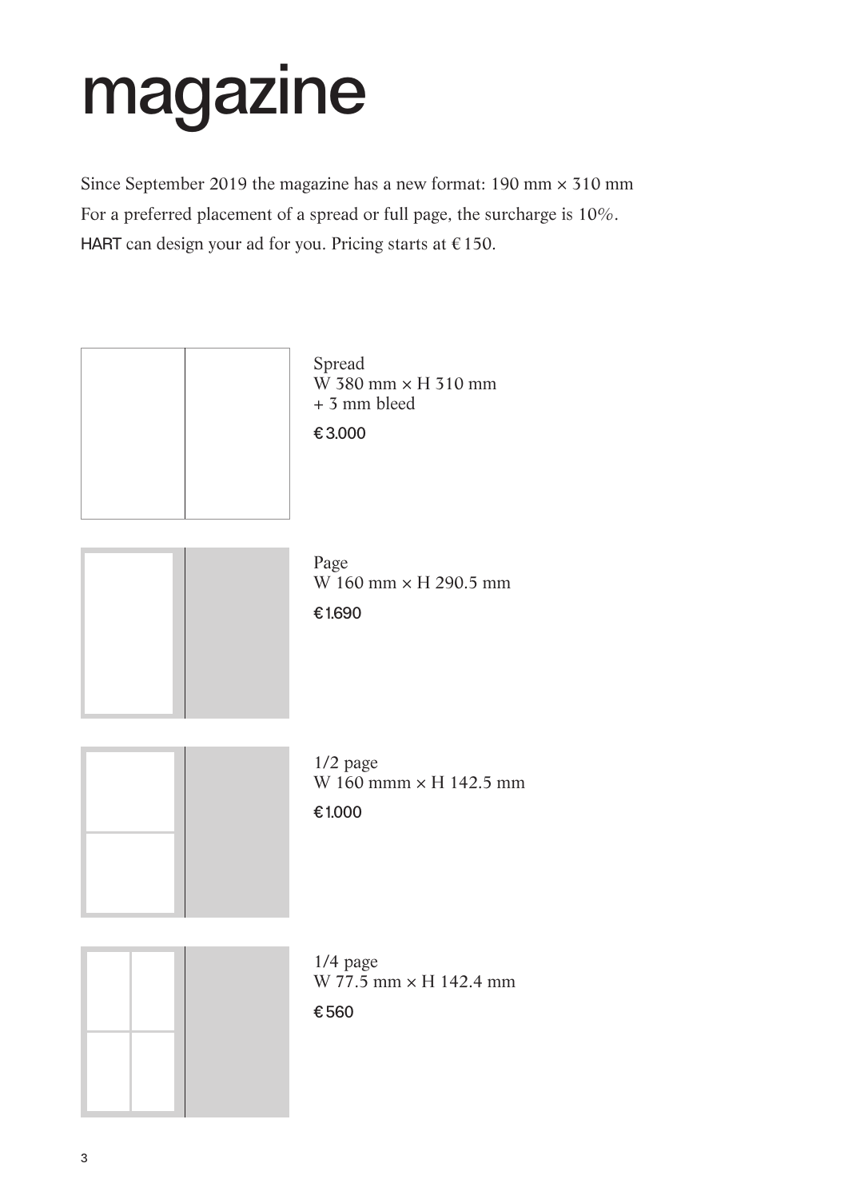# magazine

Since September 2019 the magazine has a new format: 190 mm × 310 mm
For a preferred placement of a spread or full page, the surcharge is 10%.
HART can design your ad for you. Pricing starts at €150.

Spread
W 380 mm × H 310 mm
+ 3 mm bleed

€3.000

Page
W 160 mm × H 290.5 mm

€1.690

1/2 page
W 160 mmm × H 142.5 mm

€1.000

1/4 page
W 77.5 mm × H 142.4 mm

€560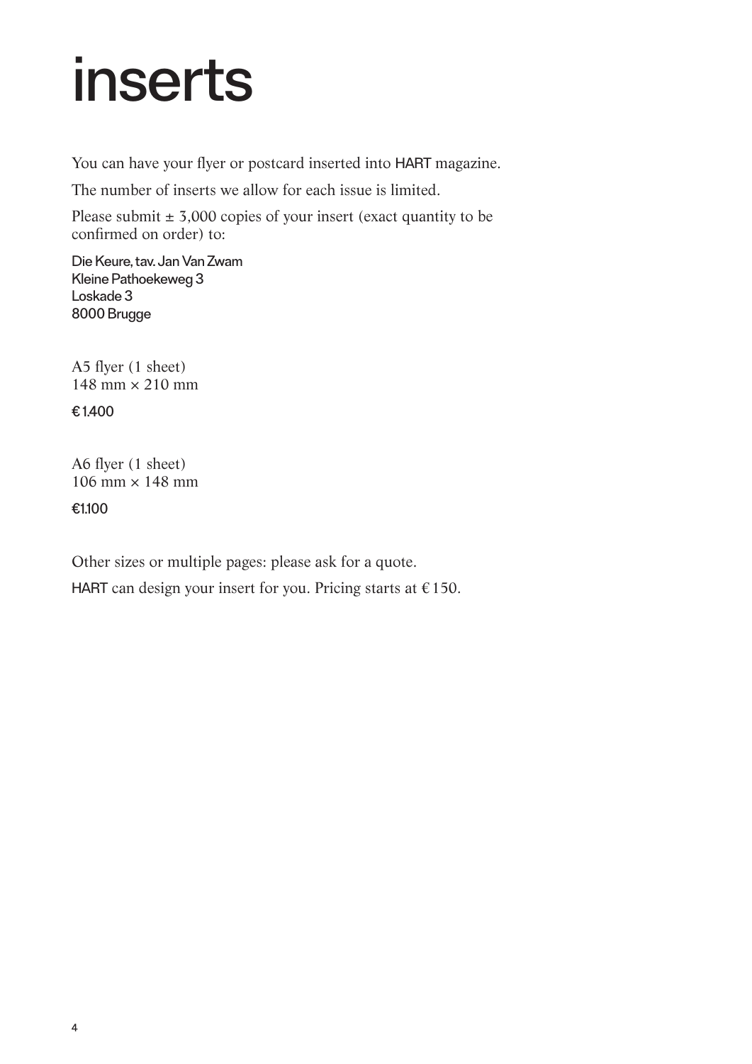# inserts

You can have your flyer or postcard inserted into HART magazine.

The number of inserts we allow for each issue is limited.

Please submit ± 3,000 copies of your insert (exact quantity to be confirmed on order) to:

Die Keure, tav. Jan Van Zwam  
Kleine Pathoekeweg 3  
Loskade 3  
8000 Brugge

A5 flyer (1 sheet)  
148 mm × 210 mm

€ 1.400

A6 flyer (1 sheet)  
106 mm × 148 mm

€1.100

Other sizes or multiple pages: please ask for a quote.

HART can design your insert for you. Pricing starts at € 150.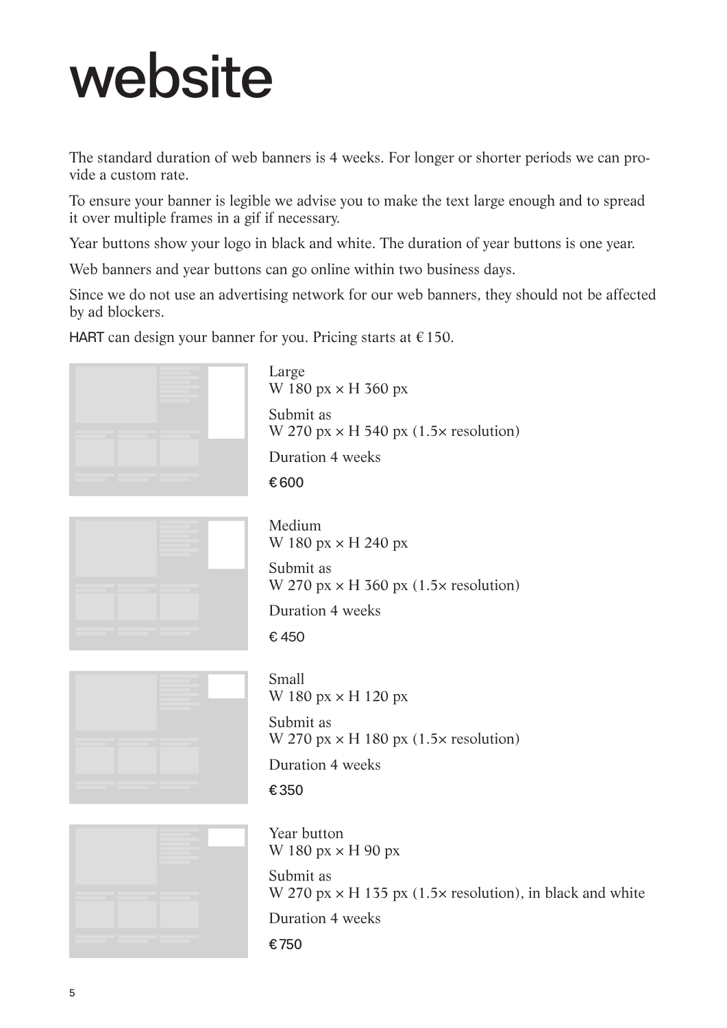# website

The standard duration of web banners is 4 weeks. For longer or shorter periods we can provide a custom rate.

To ensure your banner is legible we advise you to make the text large enough and to spread it over multiple frames in a gif if necessary.

Year buttons show your logo in black and white. The duration of year buttons is one year.

Web banners and year buttons can go online within two business days.

Since we do not use an advertising network for our web banners, they should not be affected by ad blockers.

HART can design your banner for you. Pricing starts at € 150.

Large
W 180 px × H 360 px

Submit as
W 270 px × H 540 px (1.5× resolution)

Duration 4 weeks

€ 600

Medium
W 180 px × H 240 px

Submit as
W 270 px × H 360 px (1.5× resolution)

Duration 4 weeks

€ 450

Small
W 180 px × H 120 px

Submit as
W 270 px × H 180 px (1.5× resolution)

Duration 4 weeks

€ 350

Year button
W 180 px × H 90 px

Submit as
W 270 px × H 135 px (1.5× resolution), in black and white

Duration 4 weeks

€ 750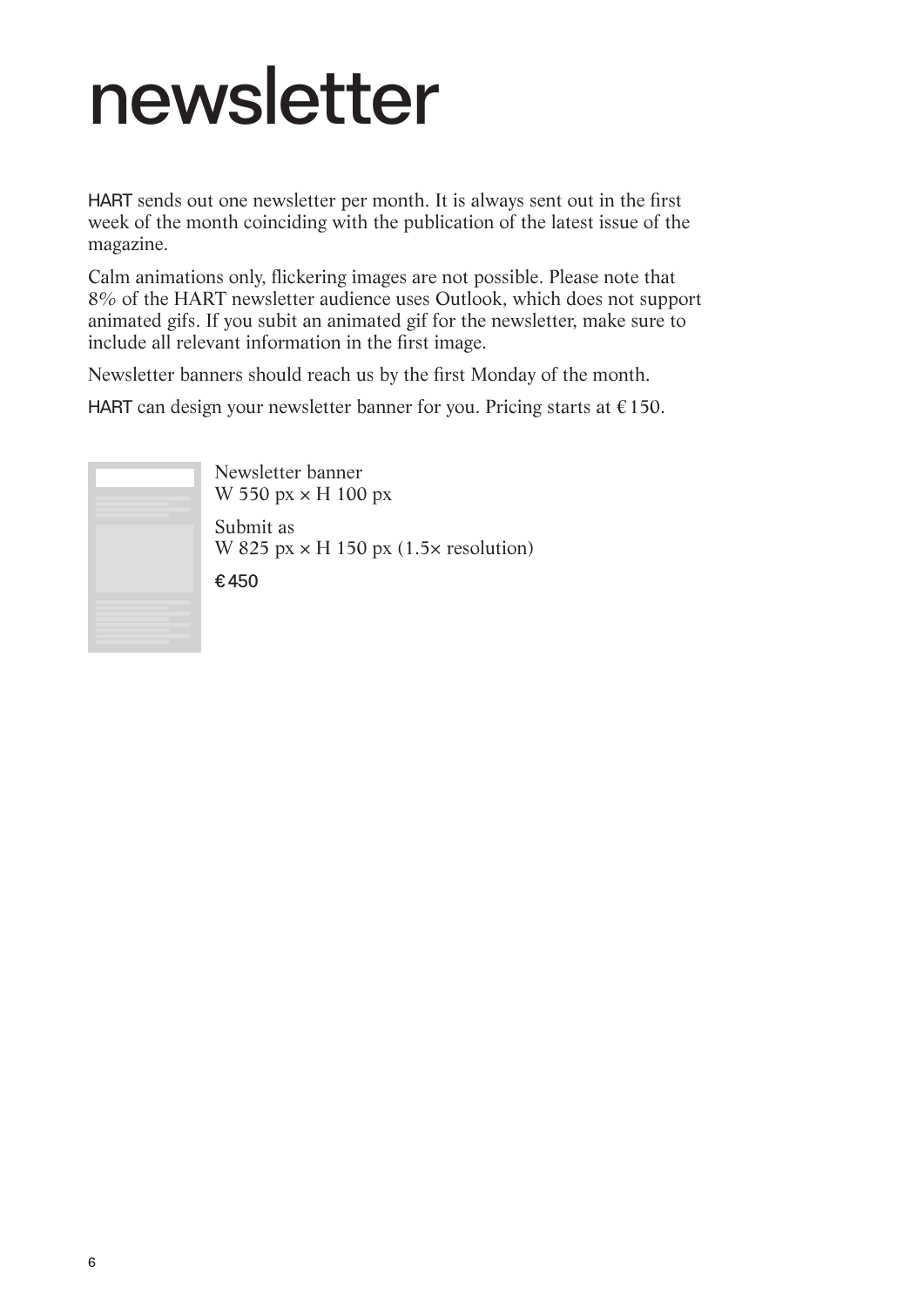# newsletter

HART sends out one newsletter per month. It is always sent out in the first week of the month coinciding with the publication of the latest issue of the magazine.

Calm animations only, flickering images are not possible. Please note that 8% of the HART newsletter audience uses Outlook, which does not support animated gifs. If you subit an animated gif for the newsletter, make sure to include all relevant information in the first image.

Newsletter banners should reach us by the first Monday of the month.

HART can design your newsletter banner for you. Pricing starts at €150.

Newsletter banner
W 550 px × H 100 px

Submit as
W 825 px × H 150 px (1.5× resolution)

€450